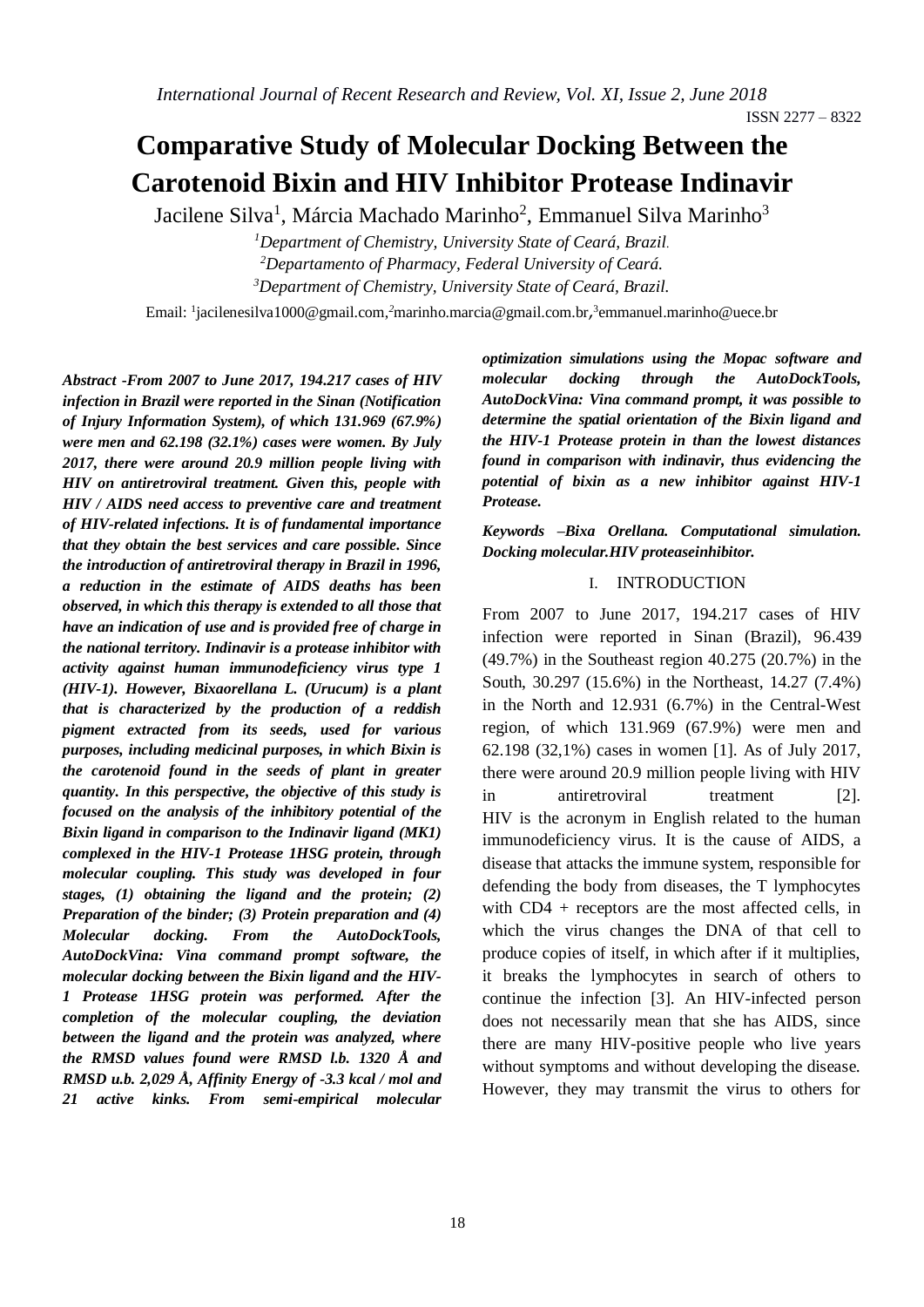# Comparative Study of Molecular Docking Between the Carotenoid Bixin and HIV Inhibitor Protease Indinavir

Jacilene Silva[1], Márcia Machado Marinho[2], Emmanuel Silva Marinho[3]

[1]Department of Chemistry, University State of Ceará, Brazil.

[2]Departamento of Pharmacy, Federal University of Ceará.

[3]Department of Chemistry, University State of Ceará, Brazil.

Email: [1]jacilenesilva1000@gmail.com,[2]marinho.marcia@gmail.com.br,[3]emmanuel.marinho@uece.br

***Abstract -From 2007 to June 2017, 194.217 cases of HIV infection in Brazil were reported in the Sinan (Notification of Injury Information System), of which 131.969 (67.9%) were men and 62.198 (32.1%) cases were women. By July 2017, there were around 20.9 million people living with HIV on antiretroviral treatment. Given this, people with HIV / AIDS need access to preventive care and treatment of HIV-related infections. It is of fundamental importance that they obtain the best services and care possible. Since the introduction of antiretroviral therapy in Brazil in 1996, a reduction in the estimate of AIDS deaths has been observed, in which this therapy is extended to all those that have an indication of use and is provided free of charge in the national territory. Indinavir is a protease inhibitor with activity against human immunodeficiency virus type 1 (HIV-1). However, Bixaorellana L. (Urucum) is a plant that is characterized by the production of a reddish pigment extracted from its seeds, used for various purposes, including medicinal purposes, in which Bixin is the carotenoid found in the seeds of plant in greater quantity. In this perspective, the objective of this study is focused on the analysis of the inhibitory potential of the Bixin ligand in comparison to the Indinavir ligand (MK1) complexed in the HIV-1 Protease 1HSG protein, through molecular coupling. This study was developed in four stages, (1) obtaining the ligand and the protein; (2) Preparation of the binder; (3) Protein preparation and (4) Molecular docking. From the AutoDockTools, AutoDockVina: Vina command prompt software, the molecular docking between the Bixin ligand and the HIV-1 Protease 1HSG protein was performed. After the completion of the molecular coupling, the deviation between the ligand and the protein was analyzed, where the RMSD values found were RMSD l.b. 1320 Å and RMSD u.b. 2,029 Å, Affinity Energy of -3.3 kcal / mol and 21 active kinks. From semi-empirical molecular optimization simulations using the Mopac software and molecular docking through the AutoDockTools, AutoDockVina: Vina command prompt, it was possible to determine the spatial orientation of the Bixin ligand and the HIV-1 Protease protein in than the lowest distances found in comparison with indinavir, thus evidencing the potential of bixin as a new inhibitor against HIV-1 Protease.***

***Keywords –Bixa Orellana. Computational simulation. Docking molecular.HIV proteaseinhibitor.***

## I. INTRODUCTION

From 2007 to June 2017, 194.217 cases of HIV infection were reported in Sinan (Brazil), 96.439 (49.7%) in the Southeast region 40.275 (20.7%) in the South, 30.297 (15.6%) in the Northeast, 14.27 (7.4%) in the North and 12.931 (6.7%) in the Central-West region, of which 131.969 (67.9%) were men and 62.198 (32,1%) cases in women [1]. As of July 2017, there were around 20.9 million people living with HIV in antiretroviral treatment [2].

HIV is the acronym in English related to the human immunodeficiency virus. It is the cause of AIDS, a disease that attacks the immune system, responsible for defending the body from diseases, the T lymphocytes with CD4 + receptors are the most affected cells, in which the virus changes the DNA of that cell to produce copies of itself, in which after if it multiplies, it breaks the lymphocytes in search of others to continue the infection [3]. An HIV-infected person does not necessarily mean that she has AIDS, since there are many HIV-positive people who live years without symptoms and without developing the disease. However, they may transmit the virus to others for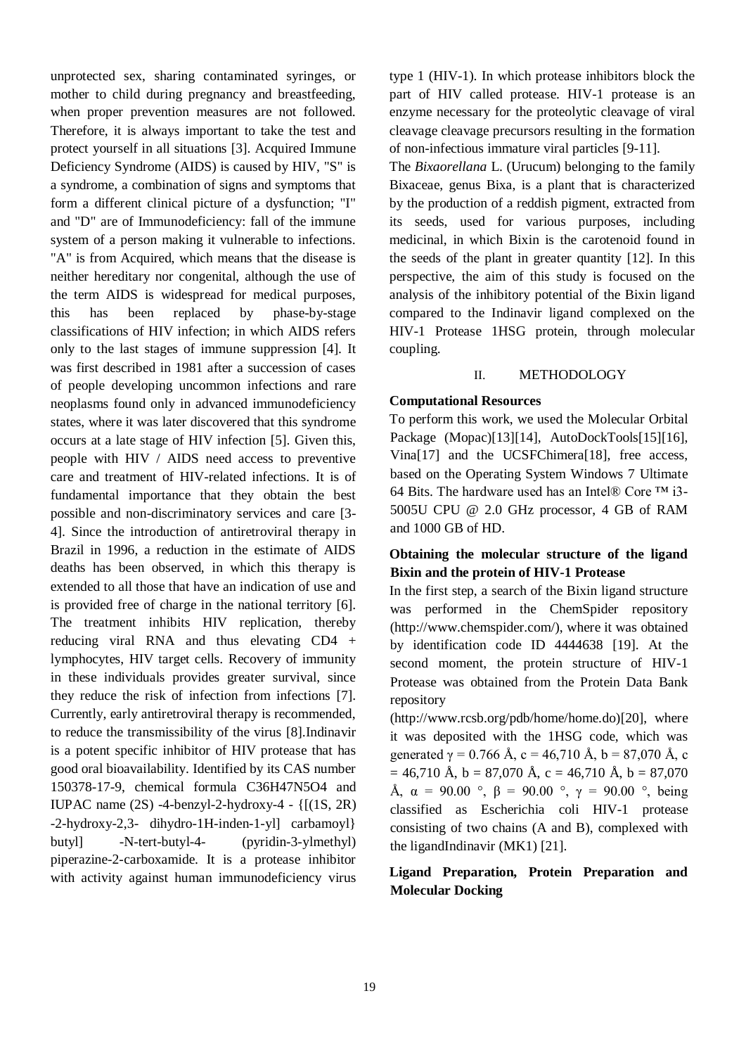unprotected sex, sharing contaminated syringes, or mother to child during pregnancy and breastfeeding, when proper prevention measures are not followed. Therefore, it is always important to take the test and protect yourself in all situations [3]. Acquired Immune Deficiency Syndrome (AIDS) is caused by HIV, "S" is a syndrome, a combination of signs and symptoms that form a different clinical picture of a dysfunction; "I" and "D" are of Immunodeficiency: fall of the immune system of a person making it vulnerable to infections. "A" is from Acquired, which means that the disease is neither hereditary nor congenital, although the use of the term AIDS is widespread for medical purposes, this has been replaced by phase-by-stage classifications of HIV infection; in which AIDS refers only to the last stages of immune suppression [4]. It was first described in 1981 after a succession of cases of people developing uncommon infections and rare neoplasms found only in advanced immunodeficiency states, where it was later discovered that this syndrome occurs at a late stage of HIV infection [5]. Given this, people with HIV / AIDS need access to preventive care and treatment of HIV-related infections. It is of fundamental importance that they obtain the best possible and non-discriminatory services and care [3-4]. Since the introduction of antiretroviral therapy in Brazil in 1996, a reduction in the estimate of AIDS deaths has been observed, in which this therapy is extended to all those that have an indication of use and is provided free of charge in the national territory [6]. The treatment inhibits HIV replication, thereby reducing viral RNA and thus elevating CD4 + lymphocytes, HIV target cells. Recovery of immunity in these individuals provides greater survival, since they reduce the risk of infection from infections [7]. Currently, early antiretroviral therapy is recommended, to reduce the transmissibility of the virus [8].Indinavir is a potent specific inhibitor of HIV protease that has good oral bioavailability. Identified by its CAS number 150378-17-9, chemical formula $C_{36}H_{47}N_5O_4$ and IUPAC name (2S) -4-benzyl-2-hydroxy-4 - {[(1S, 2R) -2-hydroxy-2,3- dihydro-1H-inden-1-yl] carbamoyl} butyl] -N-tert-butyl-4- (pyridin-3-ylmethyl) piperazine-2-carboxamide. It is a protease inhibitor with activity against human immunodeficiency virus type 1 (HIV-1). In which protease inhibitors block the part of HIV called protease. HIV-1 protease is an enzyme necessary for the proteolytic cleavage of viral cleavage cleavage precursors resulting in the formation of non-infectious immature viral particles [9-11].

The *Bixaorellana* L. (Urucum) belonging to the family Bixaceae, genus Bixa, is a plant that is characterized by the production of a reddish pigment, extracted from its seeds, used for various purposes, including medicinal, in which Bixin is the carotenoid found in the seeds of the plant in greater quantity [12]. In this perspective, the aim of this study is focused on the analysis of the inhibitory potential of the Bixin ligand compared to the Indinavir ligand complexed on the HIV-1 Protease 1HSG protein, through molecular coupling.

## II. METHODOLOGY

### Computational Resources

To perform this work, we used the Molecular Orbital Package (Mopac)[13][14], AutoDockTools[15][16], Vina[17] and the UCSFChimera[18], free access, based on the Operating System Windows 7 Ultimate 64 Bits. The hardware used has an Intel® Core ™ i3-5005U CPU @ 2.0 GHz processor, 4 GB of RAM and 1000 GB of HD.

### Obtaining the molecular structure of the ligand Bixin and the protein of HIV-1 Protease

In the first step, a search of the Bixin ligand structure was performed in the ChemSpider repository (http://www.chemspider.com/), where it was obtained by identification code ID 4444638 [19]. At the second moment, the protein structure of HIV-1 Protease was obtained from the Protein Data Bank repository (http://www.rcsb.org/pdb/home/home.do)[20], where it was deposited with the 1HSG code, which was generated $\gamma$ = 0.766 Å, c = 46,710 Å, b = 87,070 Å, c = 46,710 Å, b = 87,070 Å, c = 46,710 Å, b = 87,070 Å, $\alpha$ = 90.00 °, $\beta$ = 90.00 °, $\gamma$ = 90.00 °, being classified as Escherichia coli HIV-1 protease consisting of two chains (A and B), complexed with the ligandIndinavir (MK1) [21].

### Ligand Preparation, Protein Preparation and Molecular Docking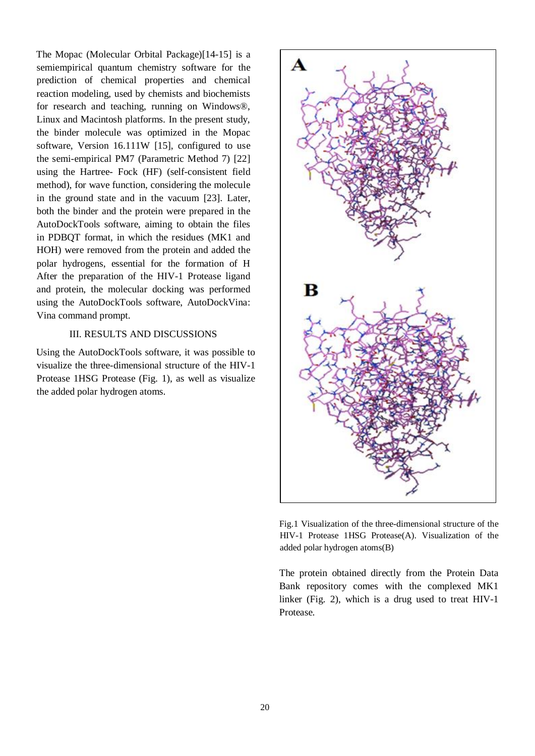The Mopac (Molecular Orbital Package)[14-15] is a semiempirical quantum chemistry software for the prediction of chemical properties and chemical reaction modeling, used by chemists and biochemists for research and teaching, running on Windows®, Linux and Macintosh platforms. In the present study, the binder molecule was optimized in the Mopac software, Version 16.111W [15], configured to use the semi-empirical PM7 (Parametric Method 7) [22] using the Hartree- Fock (HF) (self-consistent field method), for wave function, considering the molecule in the ground state and in the vacuum [23]. Later, both the binder and the protein were prepared in the AutoDockTools software, aiming to obtain the files in PDBQT format, in which the residues (MK1 and HOH) were removed from the protein and added the polar hydrogens, essential for the formation of H After the preparation of the HIV-1 Protease ligand and protein, the molecular docking was performed using the AutoDockTools software, AutoDockVina: Vina command prompt.

## III. RESULTS AND DISCUSSIONS

Using the AutoDockTools software, it was possible to visualize the three-dimensional structure of the HIV-1 Protease 1HSG Protease (Fig. 1), as well as visualize the added polar hydrogen atoms.

Fig.1 Visualization of the three-dimensional structure of the HIV-1 Protease 1HSG Protease(A). Visualization of the added polar hydrogen atoms(B)

The protein obtained directly from the Protein Data Bank repository comes with the complexed MK1 linker (Fig. 2), which is a drug used to treat HIV-1 Protease.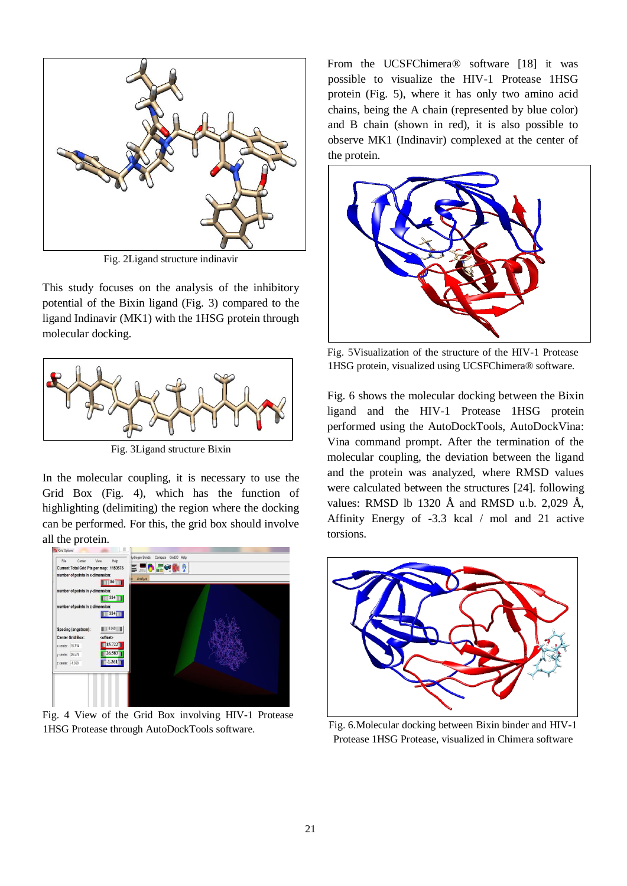Fig. 2Ligand structure indinavir

This study focuses on the analysis of the inhibitory potential of the Bixin ligand (Fig. 3) compared to the ligand Indinavir (MK1) with the 1HSG protein through molecular docking.

Fig. 3Ligand structure Bixin

In the molecular coupling, it is necessary to use the Grid Box (Fig. 4), which has the function of highlighting (delimiting) the region where the docking can be performed. For this, the grid box should involve all the protein.

Fig. 4 View of the Grid Box involving HIV-1 Protease 1HSG Protease through AutoDockTools software.

From the UCSFChimera® software [18] it was possible to visualize the HIV-1 Protease 1HSG protein (Fig. 5), where it has only two amino acid chains, being the A chain (represented by blue color) and B chain (shown in red), it is also possible to observe MK1 (Indinavir) complexed at the center of the protein.

Fig. 5Visualization of the structure of the HIV-1 Protease 1HSG protein, visualized using UCSFChimera® software.

Fig. 6 shows the molecular docking between the Bixin ligand and the HIV-1 Protease 1HSG protein performed using the AutoDockTools, AutoDockVina: Vina command prompt. After the termination of the molecular coupling, the deviation between the ligand and the protein was analyzed, where RMSD values were calculated between the structures [24]. following values: RMSD lb 1320 Å and RMSD u.b. 2,029 Å, Affinity Energy of -3.3 kcal / mol and 21 active torsions.

Fig. 6.Molecular docking between Bixin binder and HIV-1 Protease 1HSG Protease, visualized in Chimera software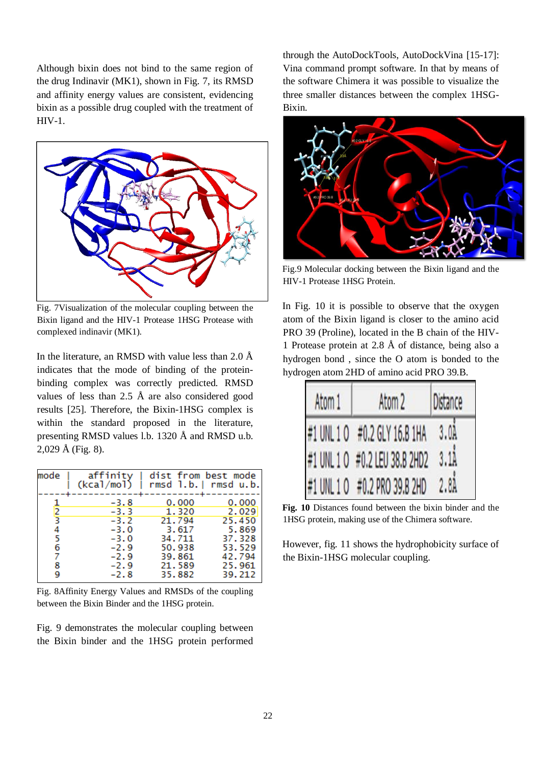Although bixin does not bind to the same region of the drug Indinavir (MK1), shown in Fig. 7, its RMSD and affinity energy values are consistent, evidencing bixin as a possible drug coupled with the treatment of HIV-1.

Fig. 7Visualization of the molecular coupling between the Bixin ligand and the HIV-1 Protease 1HSG Protease with complexed indinavir (MK1).

In the literature, an RMSD with value less than 2.0 Å indicates that the mode of binding of the protein-binding complex was correctly predicted. RMSD values of less than 2.5 Å are also considered good results [25]. Therefore, the Bixin-1HSG complex is within the standard proposed in the literature, presenting RMSD values l.b. 1320 Å and RMSD u.b. 2,029 Å (Fig. 8).

| mode | affinity (kcal/mol) | dist from best mode rmsd l.b. | rmsd u.b. |
|---|---|---|---|
| 1 | -3.8 | 0.000 | 0.000 |
| 2 | -3.3 | 1.320 | 2.029 |
| 3 | -3.2 | 21.794 | 25.450 |
| 4 | -3.0 | 3.617 | 5.869 |
| 5 | -3.0 | 34.711 | 37.328 |
| 6 | -2.9 | 50.938 | 53.529 |
| 7 | -2.9 | 39.861 | 42.794 |
| 8 | -2.9 | 21.589 | 25.961 |
| 9 | -2.8 | 35.882 | 39.212 |

Fig. 8Affinity Energy Values and RMSDs of the coupling between the Bixin Binder and the 1HSG protein.

Fig. 9 demonstrates the molecular coupling between the Bixin binder and the 1HSG protein performed through the AutoDockTools, AutoDockVina [15-17]: Vina command prompt software. In that by means of the software Chimera it was possible to visualize the three smaller distances between the complex 1HSG-Bixin.

Fig.9 Molecular docking between the Bixin ligand and the HIV-1 Protease 1HSG Protein.

In Fig. 10 it is possible to observe that the oxygen atom of the Bixin ligand is closer to the amino acid PRO 39 (Proline), located in the B chain of the HIV-1 Protease protein at 2.8 Å of distance, being also a hydrogen bond , since the O atom is bonded to the hydrogen atom 2HD of amino acid PRO 39.B.

| Atom 1 | Atom 2 | Distance |
|---|---|---|
| #1 UNL 1 O | #0.2 GLY 16.B 1HA | 3.0Å |
| #1 UNL 1 O | #0.2 LEU 38.B 2HD2 | 3.1Å |
| #1 UNL 1 O | #0.2 PRO 39.B 2HD | 2.8Å |

**Fig. 10** Distances found between the bixin binder and the 1HSG protein, making use of the Chimera software.

However, fig. 11 shows the hydrophobicity surface of the Bixin-1HSG molecular coupling.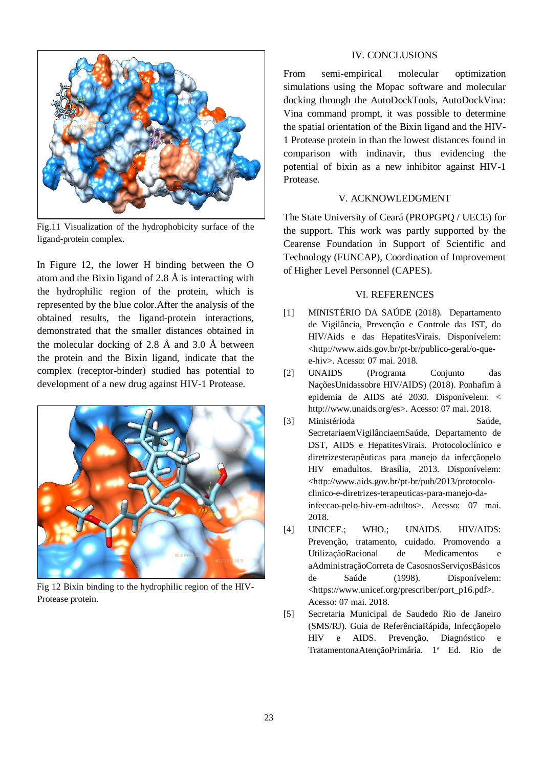Fig.11 Visualization of the hydrophobicity surface of the ligand-protein complex.

In Figure 12, the lower H binding between the O atom and the Bixin ligand of 2.8 Å is interacting with the hydrophilic region of the protein, which is represented by the blue color.After the analysis of the obtained results, the ligand-protein interactions, demonstrated that the smaller distances obtained in the molecular docking of 2.8 Å and 3.0 Å between the protein and the Bixin ligand, indicate that the complex (receptor-binder) studied has potential to development of a new drug against HIV-1 Protease.

Fig 12 Bixin binding to the hydrophilic region of the HIV-Protease protein.

## IV. CONCLUSIONS

From semi-empirical molecular optimization simulations using the Mopac software and molecular docking through the AutoDockTools, AutoDockVina: Vina command prompt, it was possible to determine the spatial orientation of the Bixin ligand and the HIV-1 Protease protein in than the lowest distances found in comparison with indinavir, thus evidencing the potential of bixin as a new inhibitor against HIV-1 Protease.

## V. ACKNOWLEDGMENT

The State University of Ceará (PROPGPQ / UECE) for the support. This work was partly supported by the Cearense Foundation in Support of Scientific and Technology (FUNCAP), Coordination of Improvement of Higher Level Personnel (CAPES).

## VI. REFERENCES

[1] MINISTÉRIO DA SAÚDE (2018). Departamento de Vigilância, Prevenção e Controle das IST, do HIV/Aids e das HepatitesVirais. Disponívelem: <http://www.aids.gov.br/pt-br/publico-geral/o-que-e-hiv>. Acesso: 07 mai. 2018.

[2] UNAIDS (Programa Conjunto das NaçõesUnidassobre HIV/AIDS) (2018). Ponhafim à epidemia de AIDS até 2030. Disponívelem: < http://www.unaids.org/es>. Acesso: 07 mai. 2018.

[3] Ministérioda Saúde, SecretariaemVigilânciaemSaúde, Departamento de DST, AIDS e HepatitesVirais. Protocoloclínico e diretrizesterapêuticas para manejo da infecçãopelo HIV emadultos. Brasília, 2013. Disponívelem: <http://www.aids.gov.br/pt-br/pub/2013/protocolo-clinico-e-diretrizes-terapeuticas-para-manejo-da-infeccao-pelo-hiv-em-adultos>. Acesso: 07 mai. 2018.

[4] UNICEF.; WHO.; UNAIDS. HIV/AIDS: Prevenção, tratamento, cuidado. Promovendo a UtilizaçãoRacional de Medicamentos e aAdministraçãoCorreta de CasosnosServiçosBásicos de Saúde (1998). Disponívelem: <https://www.unicef.org/prescriber/port_p16.pdf>. Acesso: 07 mai. 2018.

[5] Secretaria Municipal de Saudedo Rio de Janeiro (SMS/RJ). Guia de ReferênciaRápida, Infecçãopelo HIV e AIDS. Prevenção, Diagnóstico e TratamentonaAtençãoPrimária. 1ª Ed. Rio de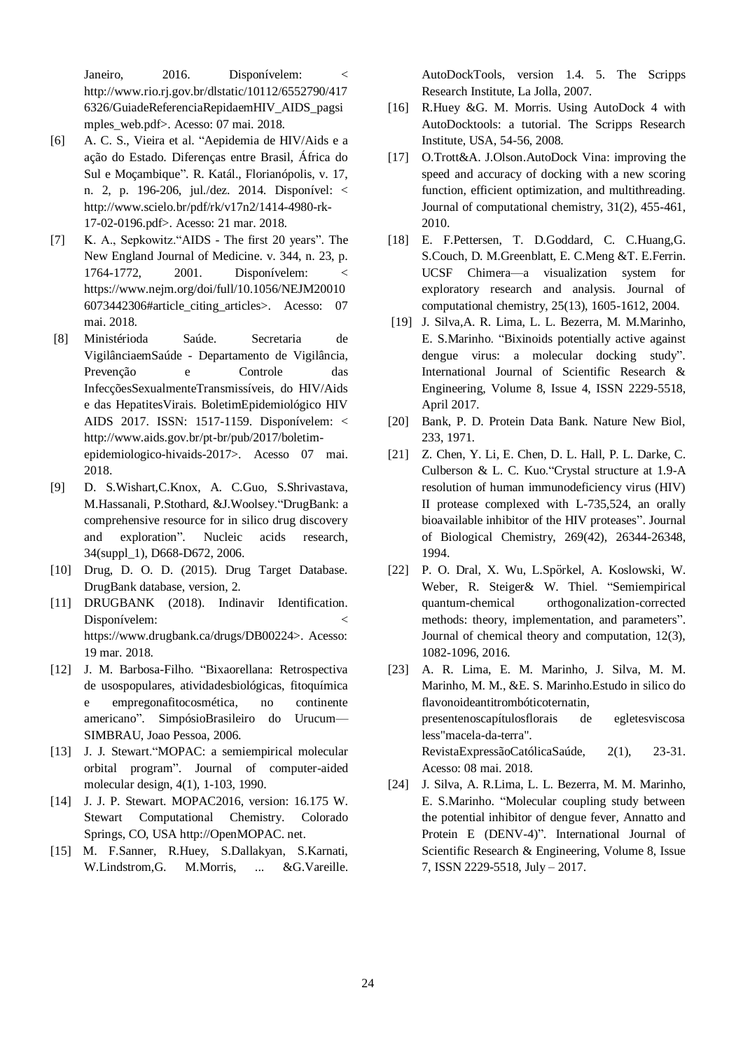Janeiro, 2016. Disponívelem: < http://www.rio.rj.gov.br/dlstatic/10112/6552790/4176326/GuiadeReferenciaRepidaemHIV_AIDS_pagsimples_web.pdf>. Acesso: 07 mai. 2018.

[6] A. C. S., Vieira et al. "Aepidemia de HIV/Aids e a ação do Estado. Diferenças entre Brasil, África do Sul e Moçambique". R. Katál., Florianópolis, v. 17, n. 2, p. 196-206, jul./dez. 2014. Disponível: < http://www.scielo.br/pdf/rk/v17n2/1414-4980-rk-17-02-0196.pdf>. Acesso: 21 mar. 2018.

[7] K. A., Sepkowitz."AIDS - The first 20 years". The New England Journal of Medicine. v. 344, n. 23, p. 1764-1772, 2001. Disponívelem: < https://www.nejm.org/doi/full/10.1056/NEJM200106073442306#article_citing_articles>. Acesso: 07 mai. 2018.

[8] Ministérioda Saúde. Secretaria de VigilânciaemSaúde - Departamento de Vigilância, Prevenção e Controle das InfecçõesSexualmenteTransmissíveis, do HIV/Aids e das HepatitesVirais. BoletimEpidemiológico HIV AIDS 2017. ISSN: 1517-1159. Disponívelem: < http://www.aids.gov.br/pt-br/pub/2017/boletim-epidemiologico-hivaids-2017>. Acesso 07 mai. 2018.

[9] D. S.Wishart,C.Knox, A. C.Guo, S.Shrivastava, M.Hassanali, P.Stothard, &J.Woolsey."DrugBank: a comprehensive resource for in silico drug discovery and exploration". Nucleic acids research, 34(suppl_1), D668-D672, 2006.

[10] Drug, D. O. D. (2015). Drug Target Database. DrugBank database, version, 2.

[11] DRUGBANK (2018). Indinavir Identification. Disponívelem: < https://www.drugbank.ca/drugs/DB00224>. Acesso: 19 mar. 2018.

[12] J. M. Barbosa-Filho. "Bixaorellana: Retrospectiva de usospopulares, atividadesbiológicas, fitoquímica e empregonafitocosmética, no continente americano". SimpósioBrasileiro do Urucum—SIMBRAU, Joao Pessoa, 2006.

[13] J. J. Stewart."MOPAC: a semiempirical molecular orbital program". Journal of computer-aided molecular design, 4(1), 1-103, 1990.

[14] J. J. P. Stewart. MOPAC2016, version: 16.175 W. Stewart Computational Chemistry. Colorado Springs, CO, USA http://OpenMOPAC. net.

[15] M. F.Sanner, R.Huey, S.Dallakyan, S.Karnati, W.Lindstrom,G. M.Morris, ... &G.Vareille. AutoDockTools, version 1.4. 5. The Scripps Research Institute, La Jolla, 2007.

[16] R.Huey &G. M. Morris. Using AutoDock 4 with AutoDocktools: a tutorial. The Scripps Research Institute, USA, 54-56, 2008.

[17] O.Trott&A. J.Olson.AutoDock Vina: improving the speed and accuracy of docking with a new scoring function, efficient optimization, and multithreading. Journal of computational chemistry, 31(2), 455-461, 2010.

[18] E. F.Pettersen, T. D.Goddard, C. C.Huang,G. S.Couch, D. M.Greenblatt, E. C.Meng &T. E.Ferrin. UCSF Chimera—a visualization system for exploratory research and analysis. Journal of computational chemistry, 25(13), 1605-1612, 2004.

[19] J. Silva,A. R. Lima, L. L. Bezerra, M. M.Marinho, E. S.Marinho. "Bixinoids potentially active against dengue virus: a molecular docking study". International Journal of Scientific Research & Engineering, Volume 8, Issue 4, ISSN 2229-5518, April 2017.

[20] Bank, P. D. Protein Data Bank. Nature New Biol, 233, 1971.

[21] Z. Chen, Y. Li, E. Chen, D. L. Hall, P. L. Darke, C. Culberson & L. C. Kuo."Crystal structure at 1.9-A resolution of human immunodeficiency virus (HIV) II protease complexed with L-735,524, an orally bioavailable inhibitor of the HIV proteases". Journal of Biological Chemistry, 269(42), 26344-26348, 1994.

[22] P. O. Dral, X. Wu, L.Spörkel, A. Koslowski, W. Weber, R. Steiger& W. Thiel. "Semiempirical quantum-chemical orthogonalization-corrected methods: theory, implementation, and parameters". Journal of chemical theory and computation, 12(3), 1082-1096, 2016.

[23] A. R. Lima, E. M. Marinho, J. Silva, M. M. Marinho, M. M., &E. S. Marinho.Estudo in silico do flavonoideantitrombóticoternatin, presentenoscapítulosflorais de egletesviscosa less"macela-da-terra". RevistaExpressãoCatólicaSaúde, 2(1), 23-31. Acesso: 08 mai. 2018.

[24] J. Silva, A. R.Lima, L. L. Bezerra, M. M. Marinho, E. S.Marinho. "Molecular coupling study between the potential inhibitor of dengue fever, Annatto and Protein E (DENV-4)". International Journal of Scientific Research & Engineering, Volume 8, Issue 7, ISSN 2229-5518, July – 2017.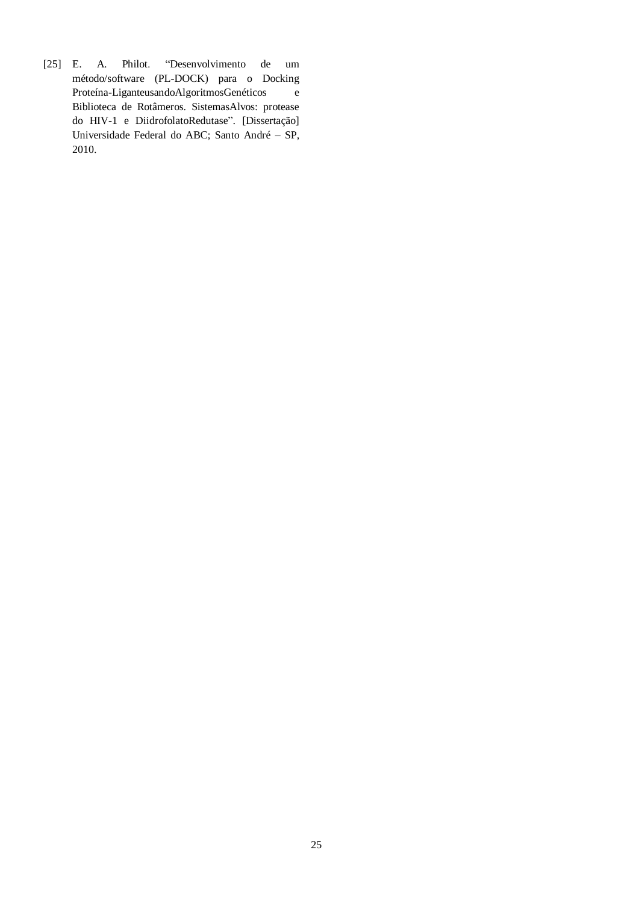[25] E. A. Philot. "Desenvolvimento de um método/software (PL-DOCK) para o Docking Proteína-LiganteusandoAlgoritmosGenéticos e Biblioteca de Rotâmeros. SistemasAlvos: protease do HIV-1 e DiidrofolatoRedutase". [Dissertação] Universidade Federal do ABC; Santo André – SP, 2010.